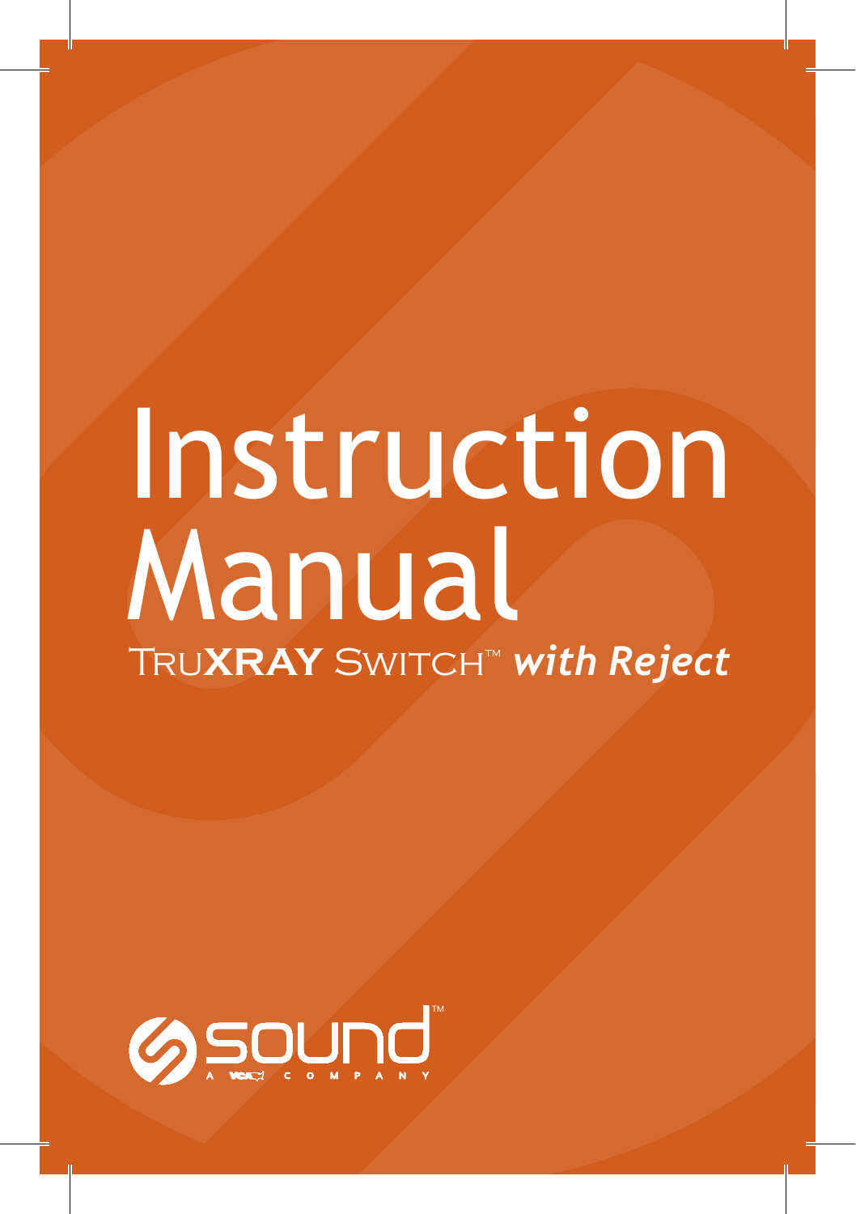# Instruction Manual

## TruXRAY Switch™ *with Reject*

sound™

A VCA COMPANY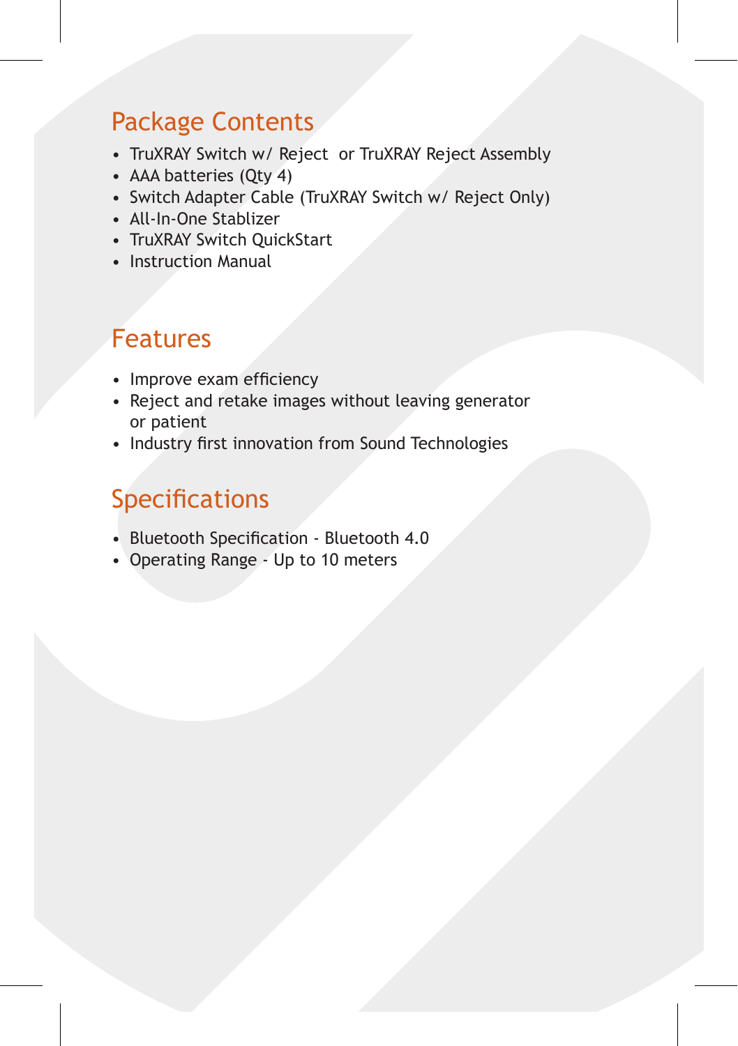## Package Contents

- TruXRAY Switch w/ Reject  or TruXRAY Reject Assembly
- AAA batteries (Qty 4)
- Switch Adapter Cable (TruXRAY Switch w/ Reject Only)
- All-In-One Stablizer
- TruXRAY Switch QuickStart
- Instruction Manual

## Features

- Improve exam efficiency
- Reject and retake images without leaving generator or patient
- Industry first innovation from Sound Technologies

## Specifications

- Bluetooth Specification - Bluetooth 4.0
- Operating Range - Up to 10 meters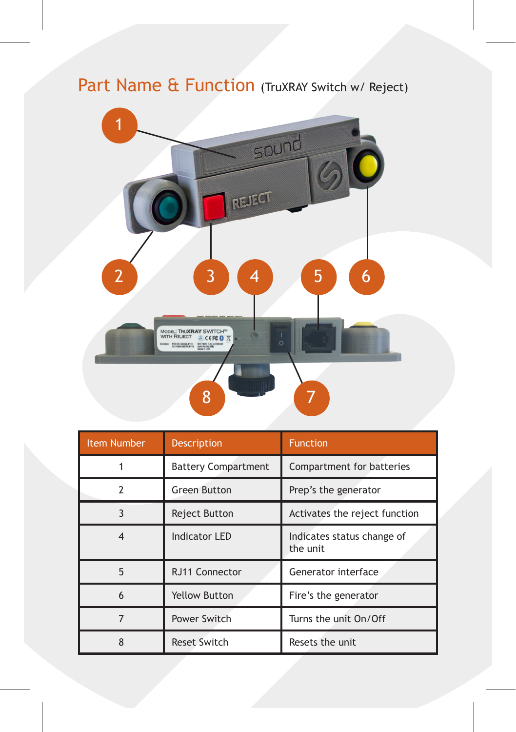## Part Name & Function (TruXRAY Switch w/ Reject)

| Item Number | Description | Function |
|---|---|---|
| 1 | Battery Compartment | Compartment for batteries |
| 2 | Green Button | Prep's the generator |
| 3 | Reject Button | Activates the reject function |
| 4 | Indicator LED | Indicates status change of the unit |
| 5 | RJ11 Connector | Generator interface |
| 6 | Yellow Button | Fire's the generator |
| 7 | Power Switch | Turns the unit On/Off |
| 8 | Reset Switch | Resets the unit |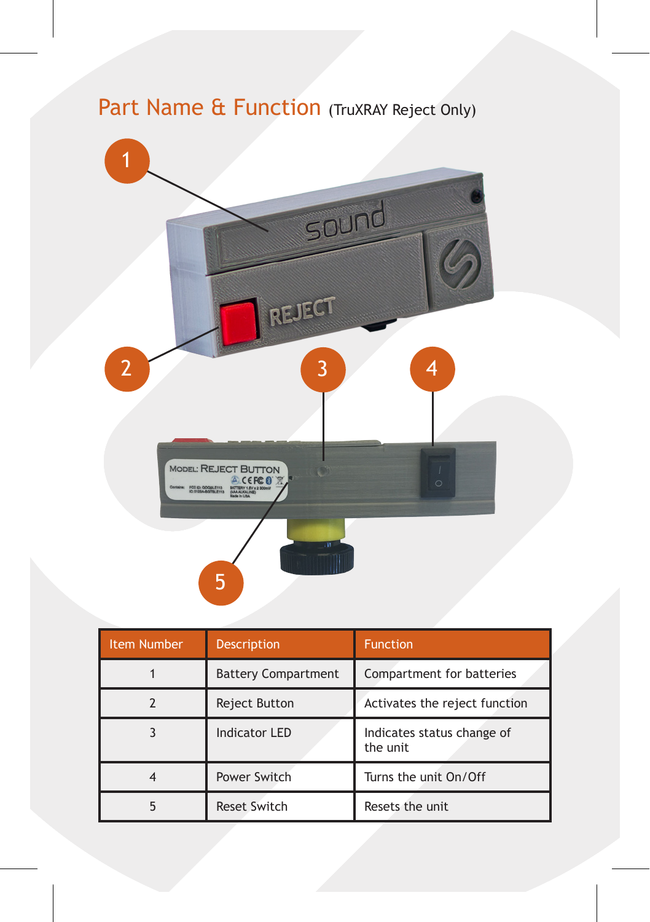## Part Name & Function (TruXRAY Reject Only)

| Item Number | Description | Function |
|---|---|---|
| 1 | Battery Compartment | Compartment for batteries |
| 2 | Reject Button | Activates the reject function |
| 3 | Indicator LED | Indicates status change of the unit |
| 4 | Power Switch | Turns the unit On/Off |
| 5 | Reset Switch | Resets the unit |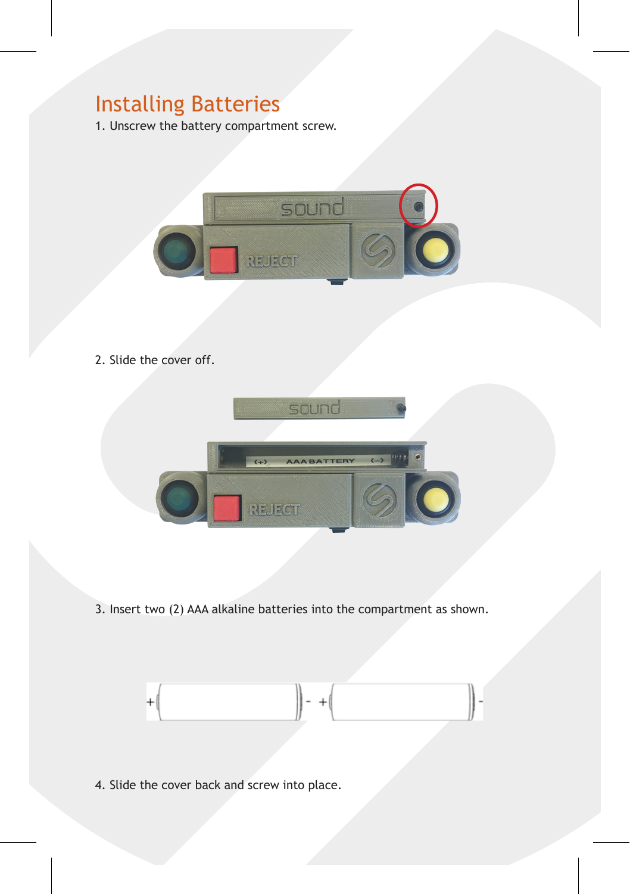## Installing Batteries

1. Unscrew the battery compartment screw.

2. Slide the cover off.

3. Insert two (2) AAA alkaline batteries into the compartment as shown.

4. Slide the cover back and screw into place.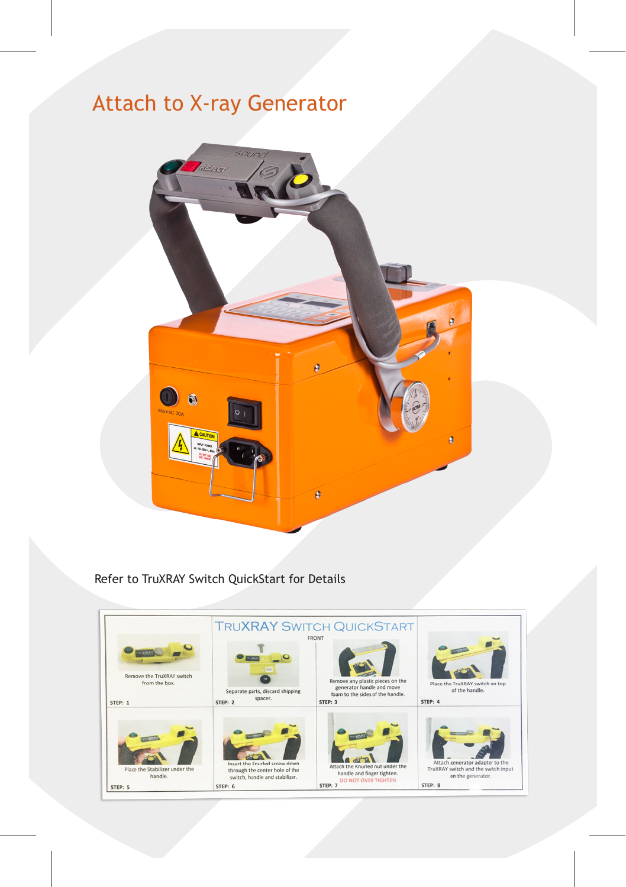# Attach to X-ray Generator

Refer to TruXRAY Switch QuickStart for Details

## TruXRAY Switch QuickStart

FRONT

| | | | |
|---|---|---|---|
| Remove the TruXRAY switch from the box. STEP: 1 | Separate parts, discard shipping spacer. STEP: 2 | Remove any plastic pieces on the generator handle and move foam to the sides of the handle. STEP: 3 | Place the TruXRAY switch on top of the handle. STEP: 4 |
| Place the Stabilizer under the handle. STEP: 5 | Insert the Knurled screw down through the center hole of the switch, handle and stabilizer. STEP: 6 | Attach the Knurled nut under the handle and finger tighten. DO NOT OVER TIGHTEN STEP: 7 | Attach generator adapter to the TruXRAY switch and the switch input on the generator. STEP: 8 |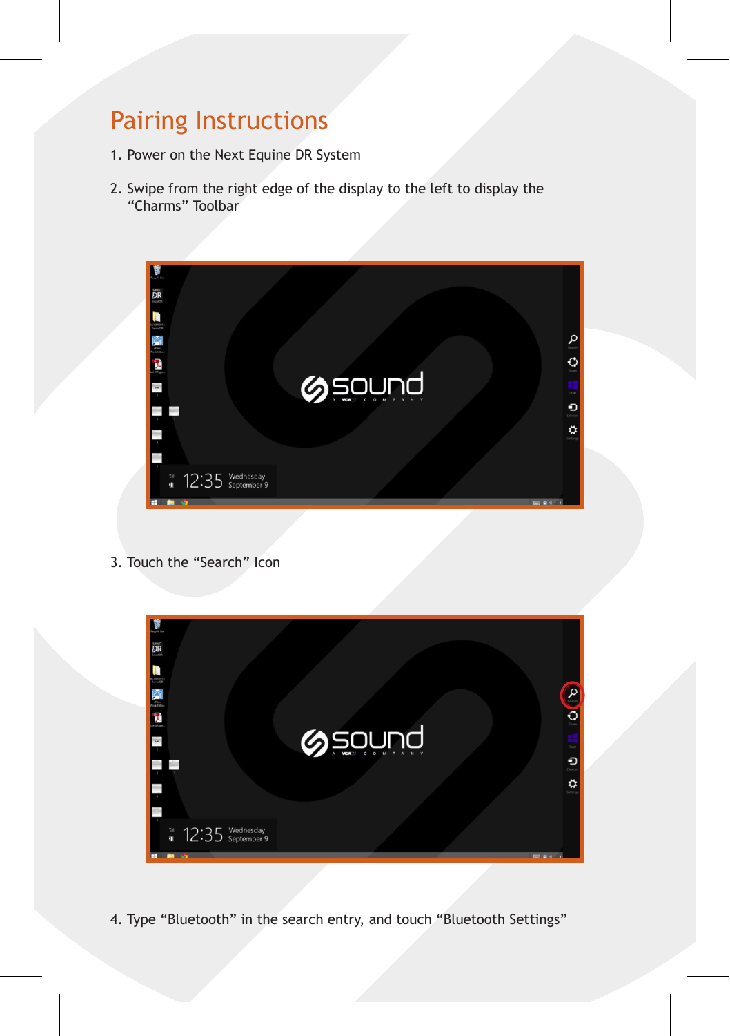## Pairing Instructions

1. Power on the Next Equine DR System

2. Swipe from the right edge of the display to the left to display the "Charms" Toolbar

3. Touch the "Search" Icon

4. Type "Bluetooth" in the search entry, and touch "Bluetooth Settings"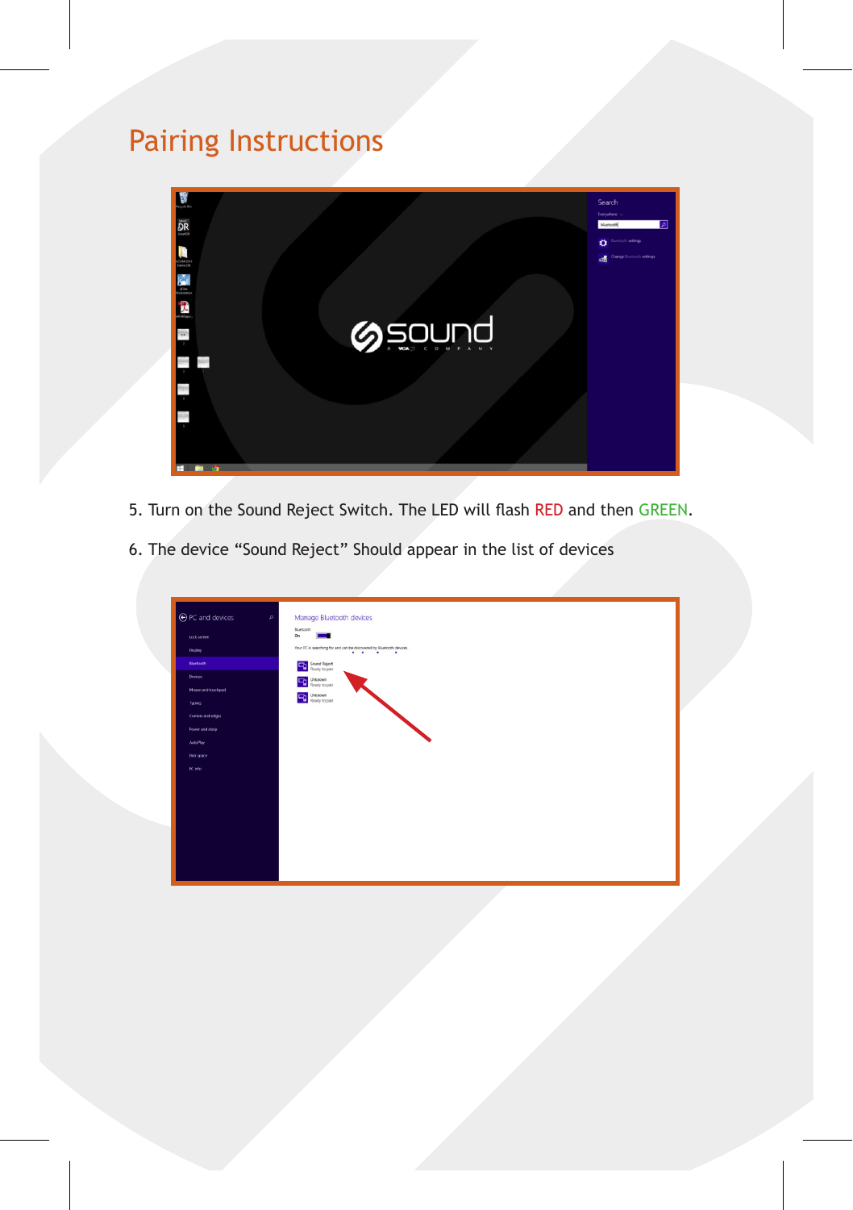# Pairing Instructions

5. Turn on the Sound Reject Switch. The LED will flash RED and then GREEN.

6. The device “Sound Reject” Should appear in the list of devices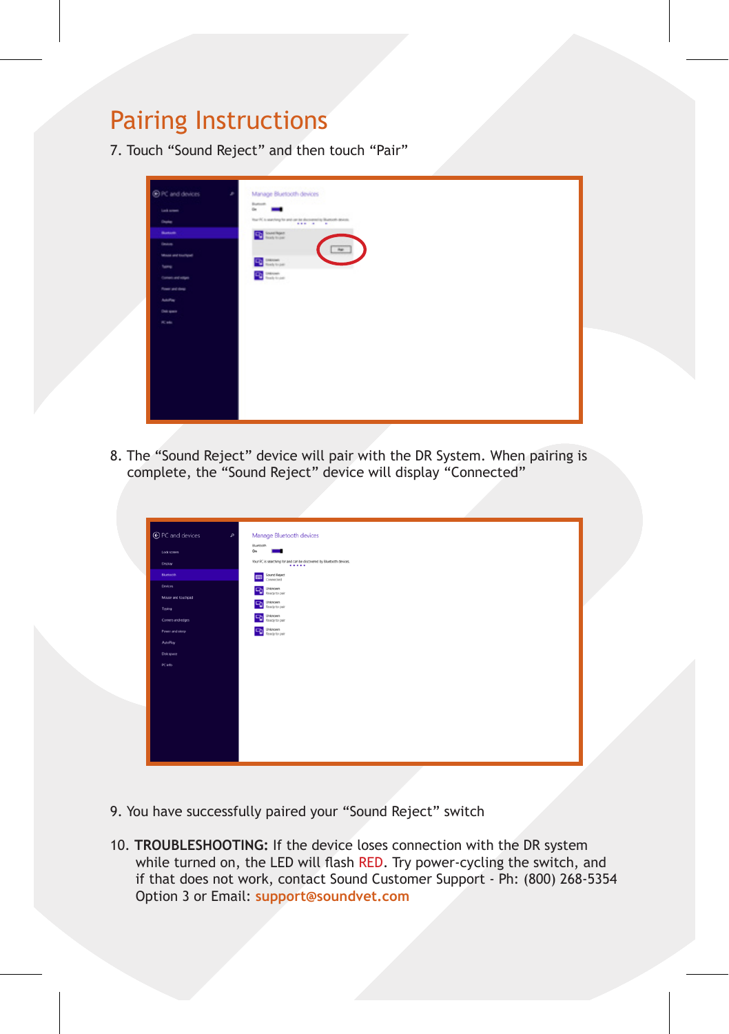# Pairing Instructions

7. Touch "Sound Reject" and then touch "Pair"

8. The "Sound Reject" device will pair with the DR System. When pairing is complete, the "Sound Reject" device will display "Connected"

9. You have successfully paired your "Sound Reject" switch

10. **TROUBLESHOOTING:** If the device loses connection with the DR system while turned on, the LED will flash RED. Try power-cycling the switch, and if that does not work, contact Sound Customer Support - Ph: (800) 268-5354 Option 3 or Email: **support@soundvet.com**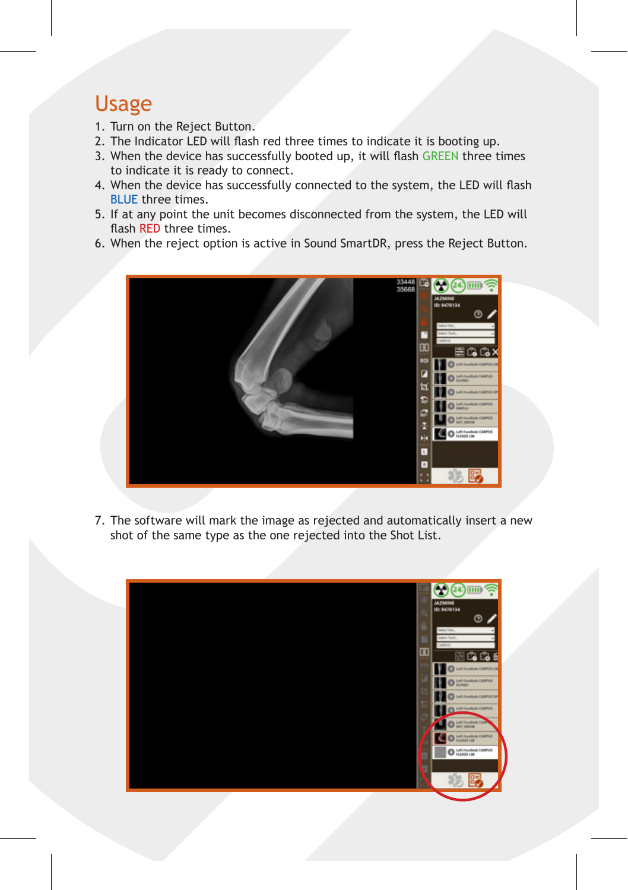# Usage

1. Turn on the Reject Button.
2. The Indicator LED will flash red three times to indicate it is booting up.
3. When the device has successfully booted up, it will flash GREEN three times to indicate it is ready to connect.
4. When the device has successfully connected to the system, the LED will flash BLUE three times.
5. If at any point the unit becomes disconnected from the system, the LED will flash RED three times.
6. When the reject option is active in Sound SmartDR, press the Reject Button.
7. The software will mark the image as rejected and automatically insert a new shot of the same type as the one rejected into the Shot List.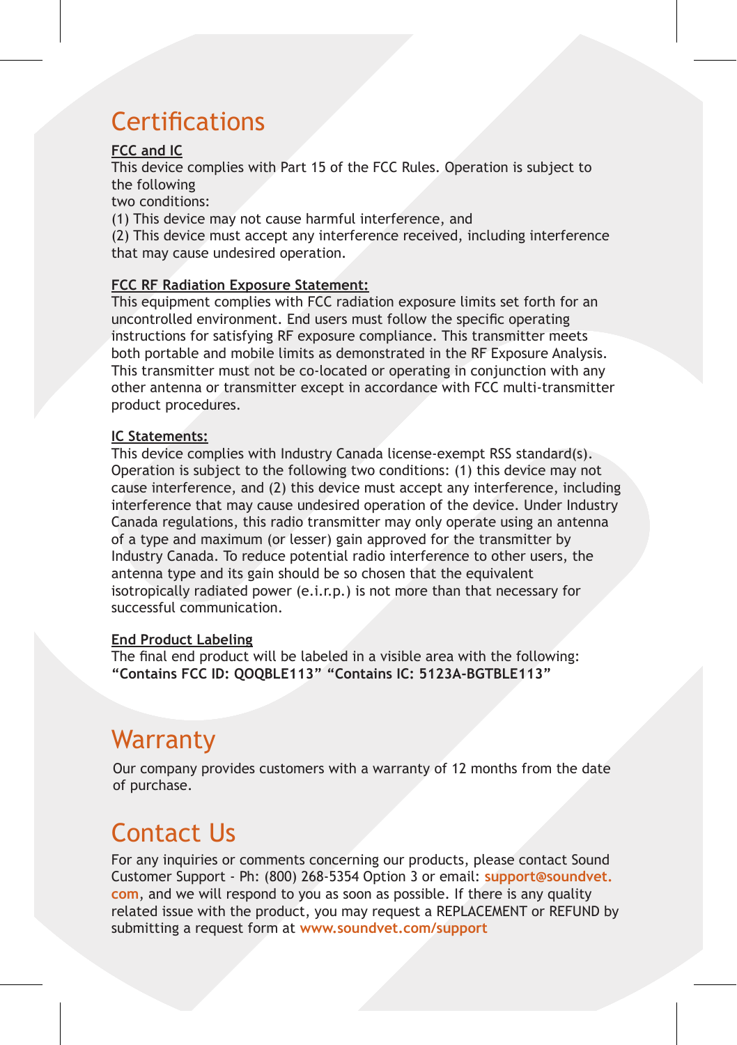# Certifications

**FCC and IC**

This device complies with Part 15 of the FCC Rules. Operation is subject to the following two conditions:

(1) This device may not cause harmful interference, and

(2) This device must accept any interference received, including interference that may cause undesired operation.

**FCC RF Radiation Exposure Statement:**

This equipment complies with FCC radiation exposure limits set forth for an uncontrolled environment. End users must follow the specific operating instructions for satisfying RF exposure compliance. This transmitter meets both portable and mobile limits as demonstrated in the RF Exposure Analysis. This transmitter must not be co-located or operating in conjunction with any other antenna or transmitter except in accordance with FCC multi-transmitter product procedures.

**IC Statements:**

This device complies with Industry Canada license-exempt RSS standard(s). Operation is subject to the following two conditions: (1) this device may not cause interference, and (2) this device must accept any interference, including interference that may cause undesired operation of the device. Under Industry Canada regulations, this radio transmitter may only operate using an antenna of a type and maximum (or lesser) gain approved for the transmitter by Industry Canada. To reduce potential radio interference to other users, the antenna type and its gain should be so chosen that the equivalent isotropically radiated power (e.i.r.p.) is not more than that necessary for successful communication.

**End Product Labeling**

The final end product will be labeled in a visible area with the following:
**“Contains FCC ID: QOQBLE113” “Contains IC: 5123A-BGTBLE113”**

# Warranty

Our company provides customers with a warranty of 12 months from the date of purchase.

# Contact Us

For any inquiries or comments concerning our products, please contact Sound Customer Support - Ph: (800) 268-5354 Option 3 or email: **support@soundvet.com**, and we will respond to you as soon as possible. If there is any quality related issue with the product, you may request a REPLACEMENT or REFUND by submitting a request form at **www.soundvet.com/support**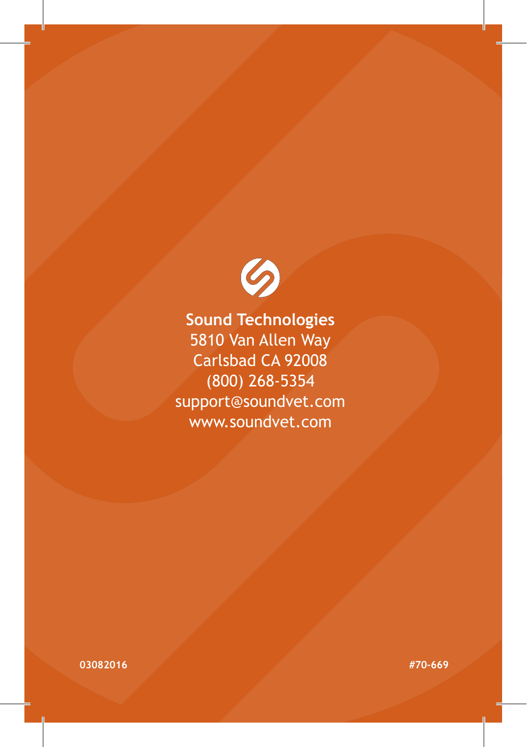**Sound Technologies**
5810 Van Allen Way
Carlsbad CA 92008
(800) 268-5354
support@soundvet.com
www.soundvet.com

03082016

#70-669